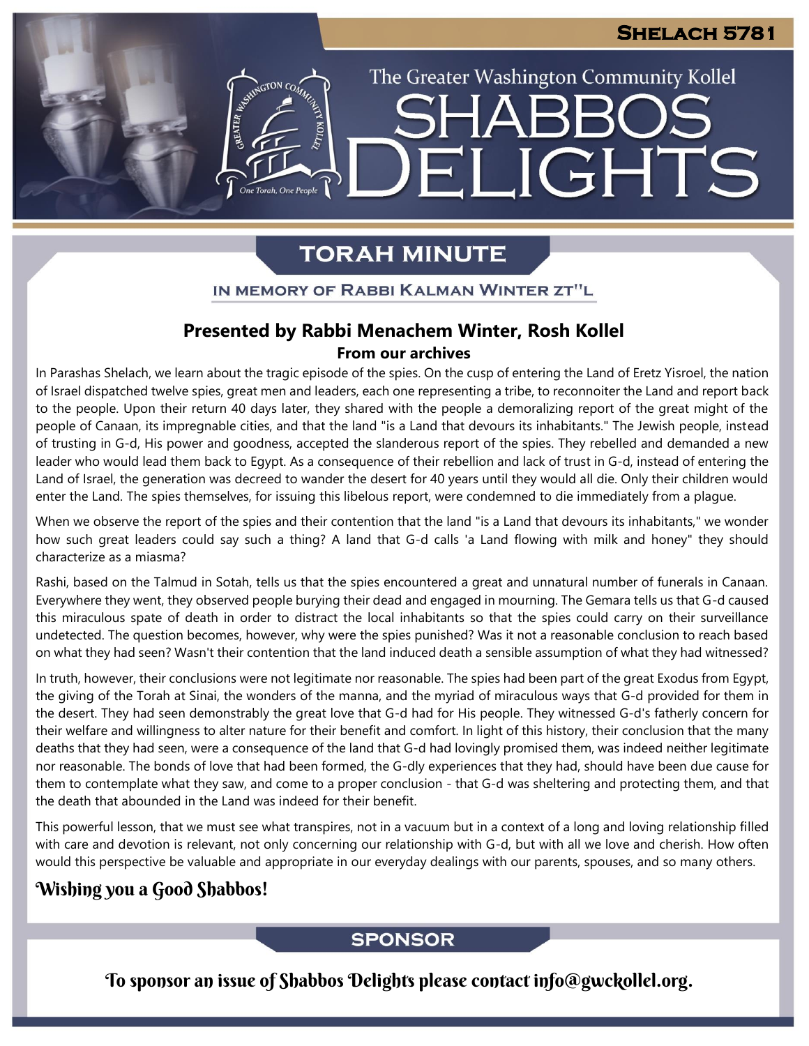# Shelach 5781

The Greater Washington Community Kollel

# SHABBOS DELIGHTS

## TORAH MINUTE

### IN MEMORY OF RABBI KALMAN WINTER ZT"L

### Presented by Rabbi Menachem Winter, Rosh Kollel

**From our archives**

In Parashas Shelach, we learn about the tragic episode of the spies. On the cusp of entering the Land of Eretz Yisroel, the nation of Israel dispatched twelve spies, great men and leaders, each one representing a tribe, to reconnoiter the Land and report back to the people. Upon their return 40 days later, they shared with the people a demoralizing report of the great might of the people of Canaan, its impregnable cities, and that the land "is a Land that devours its inhabitants." The Jewish people, instead of trusting in G-d, His power and goodness, accepted the slanderous report of the spies. They rebelled and demanded a new leader who would lead them back to Egypt. As a consequence of their rebellion and lack of trust in G-d, instead of entering the Land of Israel, the generation was decreed to wander the desert for 40 years until they would all die. Only their children would enter the Land. The spies themselves, for issuing this libelous report, were condemned to die immediately from a plague.

When we observe the report of the spies and their contention that the land "is a Land that devours its inhabitants," we wonder how such great leaders could say such a thing? A land that G-d calls 'a Land flowing with milk and honey" they should characterize as a miasma?

Rashi, based on the Talmud in Sotah, tells us that the spies encountered a great and unnatural number of funerals in Canaan. Everywhere they went, they observed people burying their dead and engaged in mourning. The Gemara tells us that G-d caused this miraculous spate of death in order to distract the local inhabitants so that the spies could carry on their surveillance undetected. The question becomes, however, why were the spies punished? Was it not a reasonable conclusion to reach based on what they had seen? Wasn't their contention that the land induced death a sensible assumption of what they had witnessed?

In truth, however, their conclusions were not legitimate nor reasonable. The spies had been part of the great Exodus from Egypt, the giving of the Torah at Sinai, the wonders of the manna, and the myriad of miraculous ways that G-d provided for them in the desert. They had seen demonstrably the great love that G-d had for His people. They witnessed G-d's fatherly concern for their welfare and willingness to alter nature for their benefit and comfort. In light of this history, their conclusion that the many deaths that they had seen, were a consequence of the land that G-d had lovingly promised them, was indeed neither legitimate nor reasonable. The bonds of love that had been formed, the G-dly experiences that they had, should have been due cause for them to contemplate what they saw, and come to a proper conclusion - that G-d was sheltering and protecting them, and that the death that abounded in the Land was indeed for their benefit.

This powerful lesson, that we must see what transpires, not in a vacuum but in a context of a long and loving relationship filled with care and devotion is relevant, not only concerning our relationship with G-d, but with all we love and cherish. How often would this perspective be valuable and appropriate in our everyday dealings with our parents, spouses, and so many others.

*Wishing you a Good Shabbos!*

## SPONSOR

To sponsor an issue of Shabbos Delights please contact info@gwckollel.org.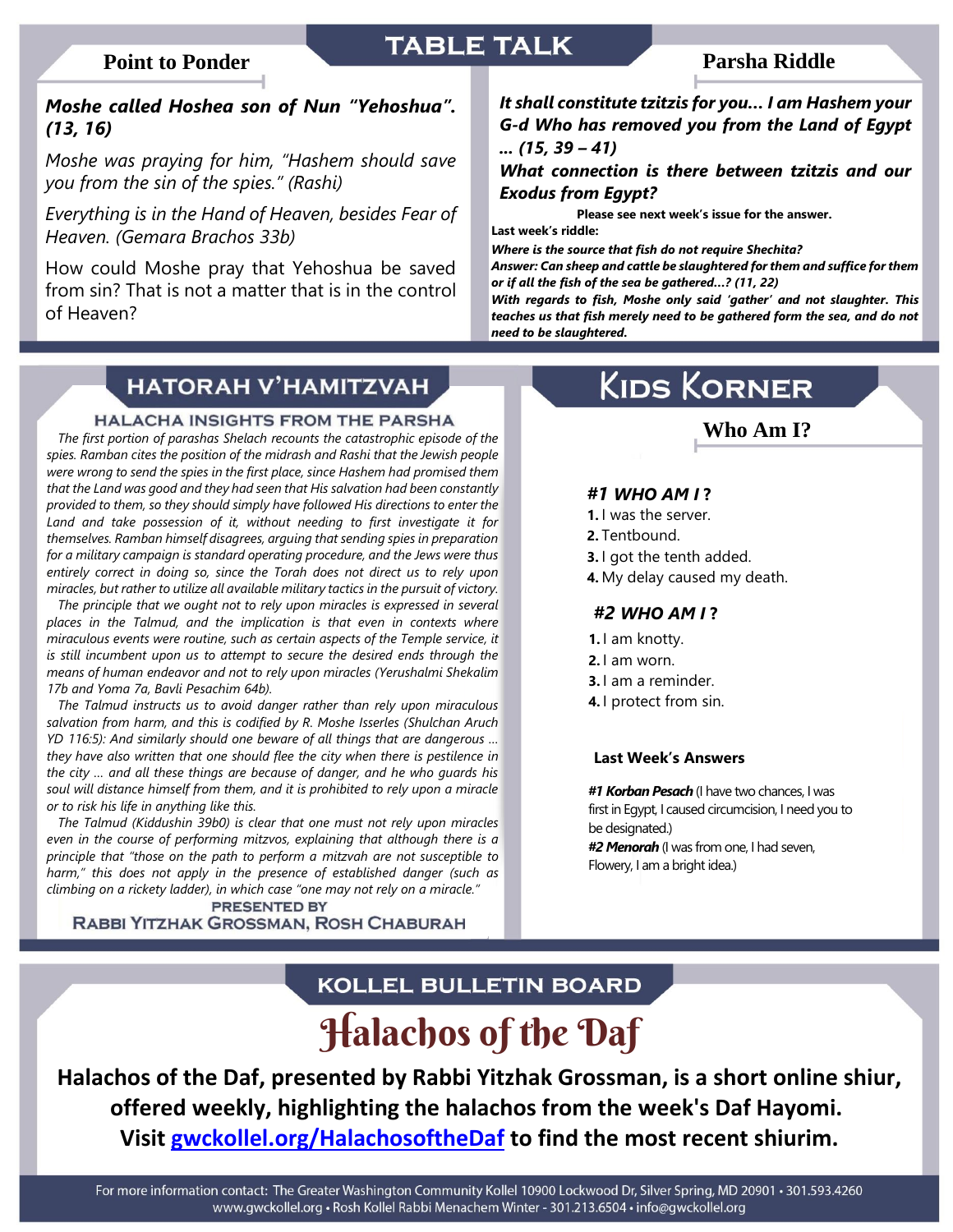# TABLE TALK

## Point to Ponder

***Moshe called Hoshea son of Nun "Yehoshua". (13, 16)***

*Moshe was praying for him, "Hashem should save you from the sin of the spies." (Rashi)*

*Everything is in the Hand of Heaven, besides Fear of Heaven. (Gemara Brachos 33b)*

How could Moshe pray that Yehoshua be saved from sin? That is not a matter that is in the control of Heaven?

## Parsha Riddle

***It shall constitute tzitzis for you... I am Hashem your G-d Who has removed you from the Land of Egypt ... (15, 39 – 41)***

***What connection is there between tzitzis and our Exodus from Egypt?***

**Please see next week's issue for the answer.**

**Last week's riddle:**

***Where is the source that fish do not require Shechita?***

***Answer: Can sheep and cattle be slaughtered for them and suffice for them or if all the fish of the sea be gathered...? (11, 22)***

***With regards to fish, Moshe only said 'gather' and not slaughter. This teaches us that fish merely need to be gathered form the sea, and do not need to be slaughtered.***

# HATORAH V'HAMITZVAH

## HALACHA INSIGHTS FROM THE PARSHA

*The first portion of parashas Shelach recounts the catastrophic episode of the spies. Ramban cites the position of the midrash and Rashi that the Jewish people were wrong to send the spies in the first place, since Hashem had promised them that the Land was good and they had seen that His salvation had been constantly provided to them, so they should simply have followed His directions to enter the Land and take possession of it, without needing to first investigate it for themselves. Ramban himself disagrees, arguing that sending spies in preparation for a military campaign is standard operating procedure, and the Jews were thus entirely correct in doing so, since the Torah does not direct us to rely upon miracles, but rather to utilize all available military tactics in the pursuit of victory.*

*The principle that we ought not to rely upon miracles is expressed in several places in the Talmud, and the implication is that even in contexts where miraculous events were routine, such as certain aspects of the Temple service, it is still incumbent upon us to attempt to secure the desired ends through the means of human endeavor and not to rely upon miracles (Yerushalmi Shekalim 17b and Yoma 7a, Bavli Pesachim 64b).*

*The Talmud instructs us to avoid danger rather than rely upon miraculous salvation from harm, and this is codified by R. Moshe Isserles (Shulchan Aruch YD 116:5): And similarly should one beware of all things that are dangerous ... they have also written that one should flee the city when there is pestilence in the city ... and all these things are because of danger, and he who guards his soul will distance himself from them, and it is prohibited to rely upon a miracle or to risk his life in anything like this.*

*The Talmud (Kiddushin 39b0) is clear that one must not rely upon miracles even in the course of performing mitzvos, explaining that although there is a principle that "those on the path to perform a mitzvah are not susceptible to harm," this does not apply in the presence of established danger (such as climbing on a rickety ladder), in which case "one may not rely on a miracle."*

PRESENTED BY
RABBI YITZHAK GROSSMAN, ROSH CHABURAH

# KIDS KORNER

## Who Am I?

### #1 WHO AM I ?

1. I was the server.
2. Tentbound.
3. I got the tenth added.
4. My delay caused my death.

### #2 WHO AM I ?

1. I am knotty.
2. I am worn.
3. I am a reminder.
4. I protect from sin.

**Last Week's Answers**

***#1 Korban Pesach*** (I have two chances, I was first in Egypt, I caused circumcision, I need you to be designated.)

***#2 Menorah*** (I was from one, I had seven, Flowery, I am a bright idea.)

# KOLLEL BULLETIN BOARD

## Halachos of the Daf

**Halachos of the Daf, presented by Rabbi Yitzhak Grossman, is a short online shiur, offered weekly, highlighting the halachos from the week's Daf Hayomi. Visit gwckollel.org/HalachosoftheDaf to find the most recent shiurim.**

For more information contact: The Greater Washington Community Kollel 10900 Lockwood Dr, Silver Spring, MD 20901 • 301.593.4260
www.gwckollel.org • Rosh Kollel Rabbi Menachem Winter - 301.213.6504 • info@gwckollel.org